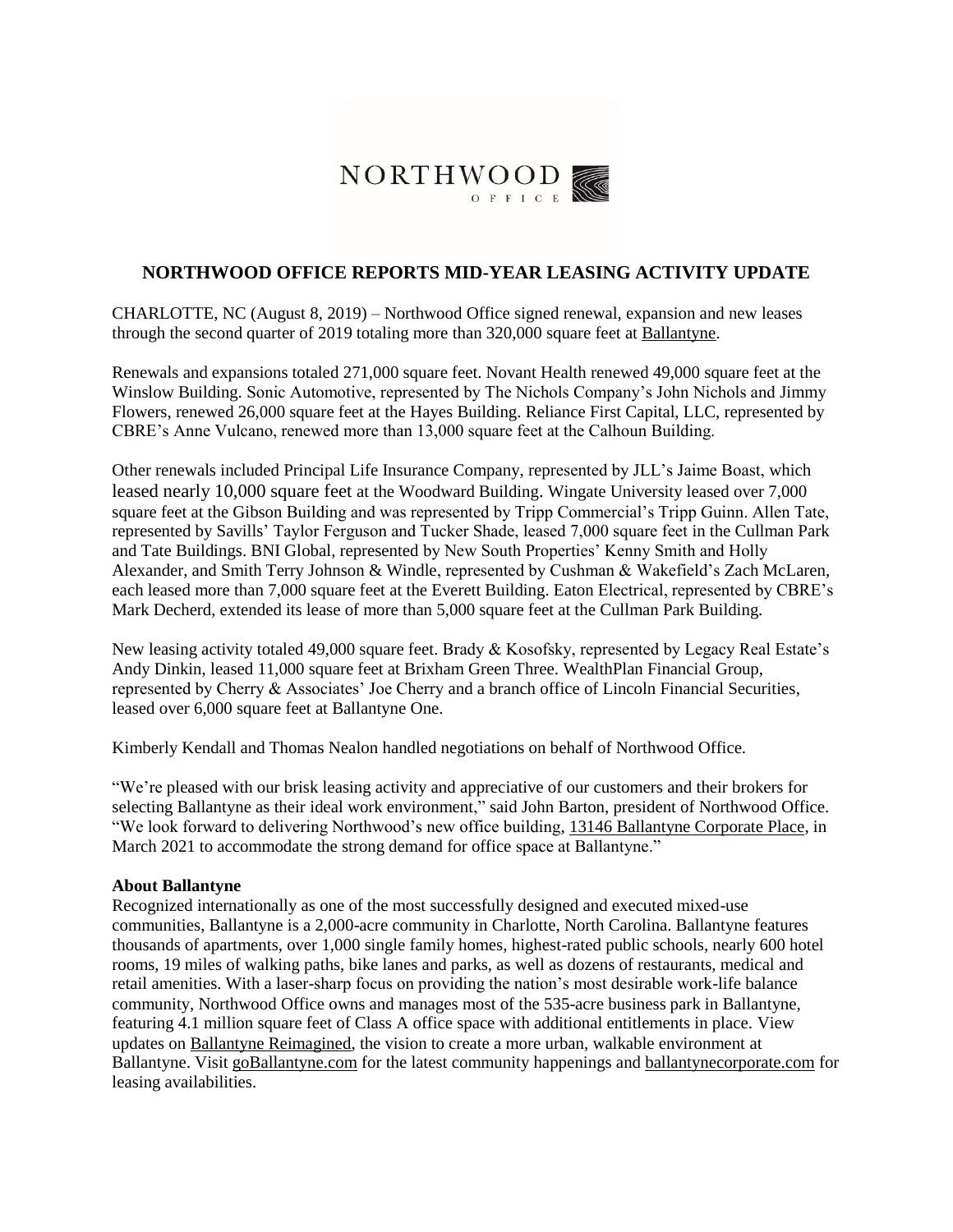NORTHWOOD
OFFICE

## NORTHWOOD OFFICE REPORTS MID-YEAR LEASING ACTIVITY UPDATE

CHARLOTTE, NC (August 8, 2019) – Northwood Office signed renewal, expansion and new leases through the second quarter of 2019 totaling more than 320,000 square feet at Ballantyne.

Renewals and expansions totaled 271,000 square feet. Novant Health renewed 49,000 square feet at the Winslow Building. Sonic Automotive, represented by The Nichols Company's John Nichols and Jimmy Flowers, renewed 26,000 square feet at the Hayes Building. Reliance First Capital, LLC, represented by CBRE's Anne Vulcano, renewed more than 13,000 square feet at the Calhoun Building.

Other renewals included Principal Life Insurance Company, represented by JLL's Jaime Boast, which leased nearly 10,000 square feet at the Woodward Building. Wingate University leased over 7,000 square feet at the Gibson Building and was represented by Tripp Commercial's Tripp Guinn. Allen Tate, represented by Savills' Taylor Ferguson and Tucker Shade, leased 7,000 square feet in the Cullman Park and Tate Buildings. BNI Global, represented by New South Properties' Kenny Smith and Holly Alexander, and Smith Terry Johnson & Windle, represented by Cushman & Wakefield's Zach McLaren, each leased more than 7,000 square feet at the Everett Building. Eaton Electrical, represented by CBRE's Mark Decherd, extended its lease of more than 5,000 square feet at the Cullman Park Building.

New leasing activity totaled 49,000 square feet. Brady & Kosofsky, represented by Legacy Real Estate's Andy Dinkin, leased 11,000 square feet at Brixham Green Three. WealthPlan Financial Group, represented by Cherry & Associates' Joe Cherry and a branch office of Lincoln Financial Securities, leased over 6,000 square feet at Ballantyne One.

Kimberly Kendall and Thomas Nealon handled negotiations on behalf of Northwood Office.

"We're pleased with our brisk leasing activity and appreciative of our customers and their brokers for selecting Ballantyne as their ideal work environment," said John Barton, president of Northwood Office. "We look forward to delivering Northwood's new office building, 13146 Ballantyne Corporate Place, in March 2021 to accommodate the strong demand for office space at Ballantyne."

**About Ballantyne**

Recognized internationally as one of the most successfully designed and executed mixed-use communities, Ballantyne is a 2,000-acre community in Charlotte, North Carolina. Ballantyne features thousands of apartments, over 1,000 single family homes, highest-rated public schools, nearly 600 hotel rooms, 19 miles of walking paths, bike lanes and parks, as well as dozens of restaurants, medical and retail amenities. With a laser-sharp focus on providing the nation's most desirable work-life balance community, Northwood Office owns and manages most of the 535-acre business park in Ballantyne, featuring 4.1 million square feet of Class A office space with additional entitlements in place. View updates on Ballantyne Reimagined, the vision to create a more urban, walkable environment at Ballantyne. Visit goBallantyne.com for the latest community happenings and ballantynecorporate.com for leasing availabilities.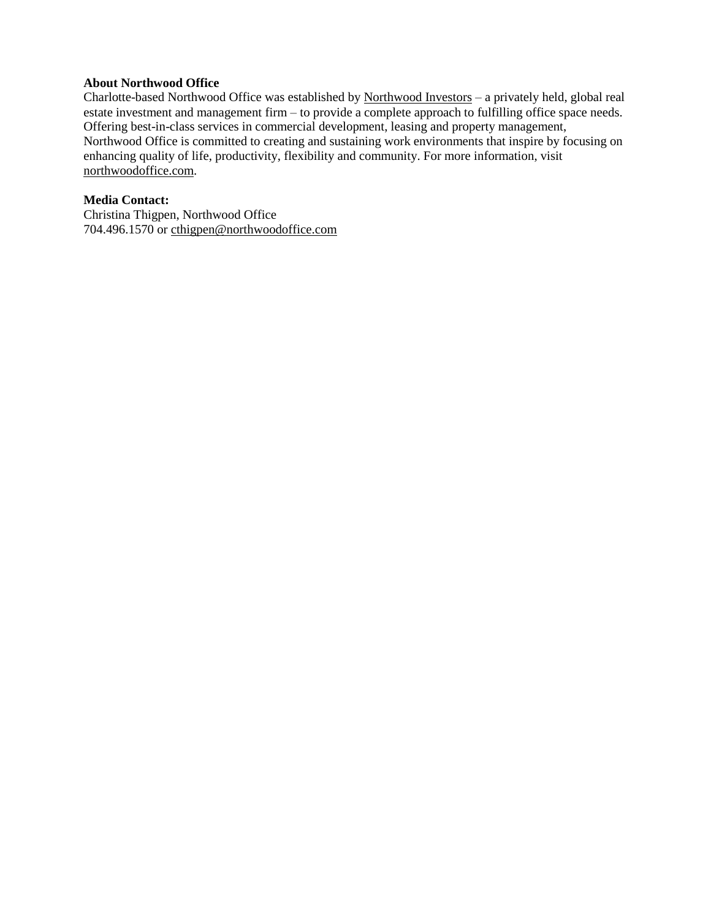**About Northwood Office**

Charlotte-based Northwood Office was established by Northwood Investors – a privately held, global real estate investment and management firm – to provide a complete approach to fulfilling office space needs. Offering best-in-class services in commercial development, leasing and property management, Northwood Office is committed to creating and sustaining work environments that inspire by focusing on enhancing quality of life, productivity, flexibility and community. For more information, visit northwoodoffice.com.

**Media Contact:**

Christina Thigpen, Northwood Office
704.496.1570 or cthigpen@northwoodoffice.com